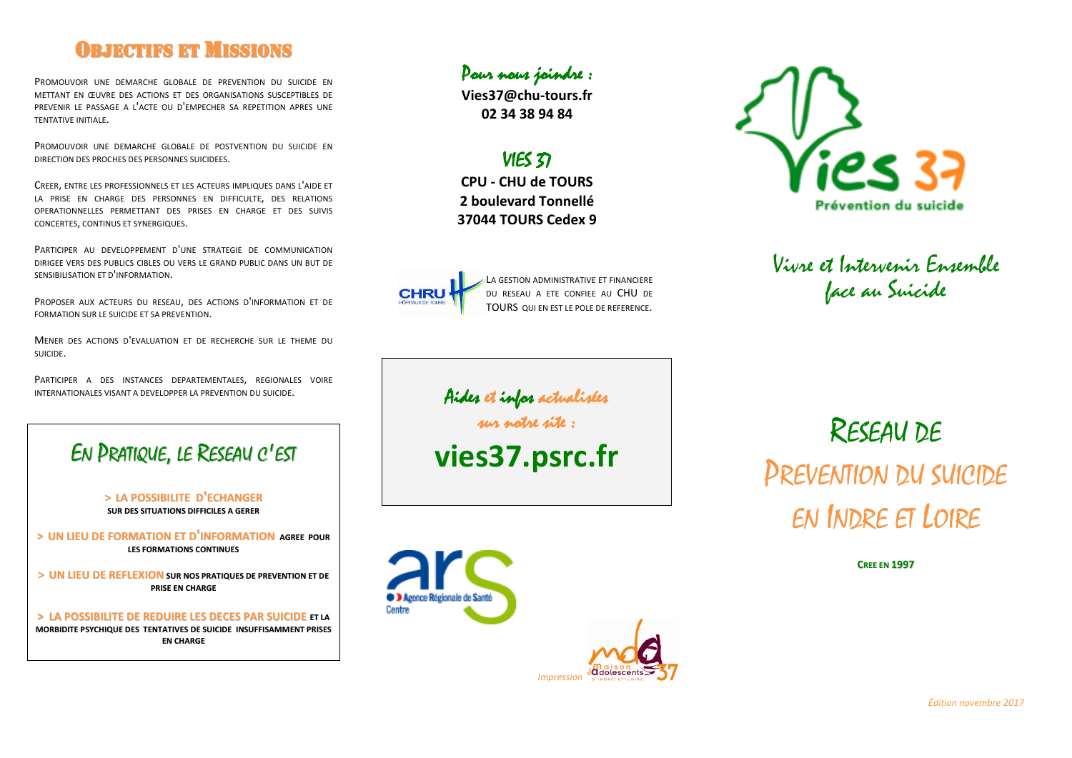## Objectifs et Missions

Promouvoir une demarche globale de prevention du suicide en mettant en œuvre des actions et des organisations susceptibles de prevenir le passage a l'acte ou d'empecher sa repetition apres une tentative initiale.

Promouvoir une demarche globale de postvention du suicide en direction des proches des personnes suicidees.

Creer, entre les professionnels et les acteurs impliques dans l'aide et la prise en charge des personnes en difficulte, des relations operationnelles permettant des prises en charge et des suivis concertes, continus et synergiques.

Participer au developpement d'une strategie de communication dirigee vers des publics cibles ou vers le grand public dans un but de sensibilisation et d'information.

Proposer aux acteurs du reseau, des actions d'information et de formation sur le suicide et sa prevention.

Mener des actions d'evaluation et de recherche sur le theme du suicide.

Participer a des instances departementales, regionales voire internationales visant a developper la prevention du suicide.

## En pratique, le Reseau c'est

**> La possibilite d'echanger** **sur des situations difficiles a gerer**

**> Un lieu de formation et d'information** **agree pour les formations continues**

**> Un lieu de reflexion** **sur nos pratiques de prevention et de prise en charge**

**> La possibilite de reduire les deces par suicide** **et la morbidite psychique des tentatives de suicide insuffisamment prises en charge**

*Pour nous joindre :*

**Vies37@chu-tours.fr**
**02 34 38 94 84**

### VIES 37

**CPU - CHU de TOURS**
**2 boulevard Tonnellé**
**37044 TOURS Cedex 9**

CHRU Hôpitaux de Tours

La gestion administrative et financiere du reseau a ete confiee au CHU de TOURS qui en est le pole de reference.

*Aides et infos actualisées sur notre site :*

**vies37.psrc.fr**

ars Agence Régionale de Santé Centre

*Impression* Maison des Adolescents d'Indre et Loire 37

Vies 37 Prévention du suicide

*Vivre et Intervenir Ensemble face au Suicide*

# Reseau de Prevention du suicide en Indre et Loire

**Cree en 1997**

*Édition novembre 2017*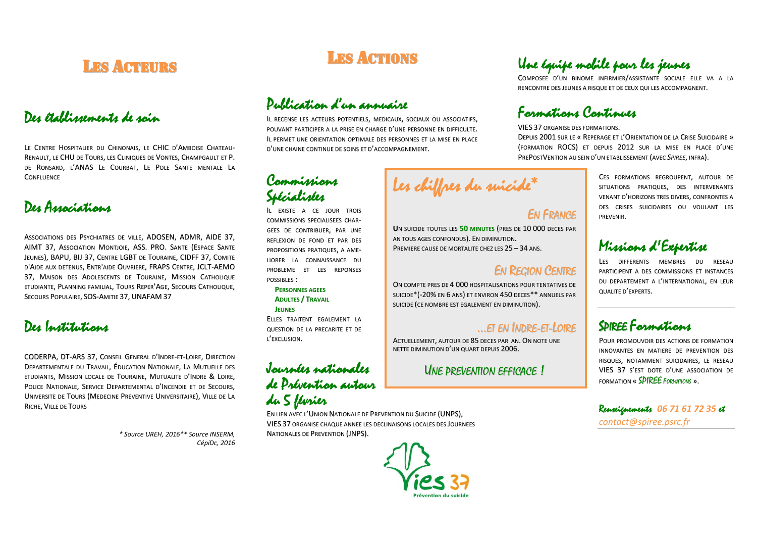# Les Acteurs

## Des établissements de soin

Le Centre Hospitalier du Chinonais, le CHIC d'Amboise Chateau-Renault, le CHU de Tours, les Cliniques de Vontes, Champgault et P. de Ronsard, l'ANAS Le Courbat, Le Pole Sante mentale La Confluence

## Des Associations

Associations des Psychiatres de ville, ADOSEN, ADMR, AIDE 37, AIMT 37, Association Montjoie, ASS. PRO. Sante (Espace Sante Jeunes), BAPU, BIJ 37, Centre LGBT de Touraine, CIDFF 37, Comite d'Aide aux detenus, Entr'aide Ouvriere, FRAPS Centre, JCLT-AEMO 37, Maison des Adolescents de Touraine, Mission Catholique etudiante, Planning familial, Tours Reper'Age, Secours Catholique, Secours Populaire, SOS-Amitie 37, UNAFAM 37

## Des Institutions

CODERPA, DT-ARS 37, Conseil General d'Indre-et-Loire, Direction Departementale du Travail, Éducation Nationale, La Mutuelle des etudiants, Mission locale de Touraine, Mutualite d'Indre & Loire, Police Nationale, Service Departemental d'Incendie et de Secours, Universite de Tours (Medecine Preventive Universitaire), Ville de La Riche, Ville de Tours

*\* Source UREH, 2016\*\* Source INSERM, CépiDc, 2016*

# Les Actions

## Publication d'un annuaire

Il recense les acteurs potentiels, medicaux, sociaux ou associatifs, pouvant participer a la prise en charge d'une personne en difficulte. Il permet une orientation optimale des personnes et la mise en place d'une chaine continue de soins et d'accompagnement.

## Commissions Spécialisées

Il existe a ce jour trois commissions specialisees chargees de contribuer, par une reflexion de fond et par des propositions pratiques, a ameliorer la connaissance du probleme et les reponses possibles :

- **Personnes agees**
- **Adultes / Travail**
- **Jeunes**

Elles traitent egalement la question de la precarite et de l'exclusion.

## Journées nationales de Prévention autour du 5 février

En lien avec l'Union Nationale de Prevention du Suicide (UNPS), VIES 37 organise chaque annee les declinaisons locales des Journees Nationales de Prevention (JNPS).

## Les chiffres du suicide*

### En France

Un suicide toutes les **50 minutes** (pres de 10 000 deces par an tous ages confondus). En diminution.
Premiere cause de mortalite chez les 25 – 34 ans.

### En Region Centre

On compte pres de 4 000 hospitalisations pour tentatives de suicide*(-20% en 6 ans) et environ 450 deces** annuels par suicide (ce nombre est egalement en diminution).

### …et en Indre-et-Loire

Actuellement, autour de 85 deces par an. On note une nette diminution d'un quart depuis 2006.

### Une prevention efficace !

Vies 37
Prévention du suicide

## Une équipe mobile pour les jeunes

Composee d'un binome infirmier/assistante sociale elle va a la rencontre des jeunes a risque et de ceux qui les accompagnent.

## Formations Continues

VIES 37 organise des formations.
Depuis 2001 sur le « Reperage et l'Orientation de la Crise Suicidaire » (formation ROCS) et depuis 2012 sur la mise en place d'une PrePostVention au sein d'un etablissement (avec *Spiree*, infra).

Ces formations regroupent, autour de situations pratiques, des intervenants venant d'horizons tres divers, confrontes a des crises suicidaires ou voulant les prevenir.

## Missions d'Expertise

Les differents membres du reseau participent a des commissions et instances du departement a l'international, en leur qualite d'experts.

## SPIREE Formations

Pour promouvoir des actions de formation innovantes en matiere de prevention des risques, notamment suicidaires, le reseau VIES 37 s'est dote d'une association de formation « SPIREE Formations ».

**Renseignements** *06 71 61 72 35* **et** *contact@spiree.psrc.fr*